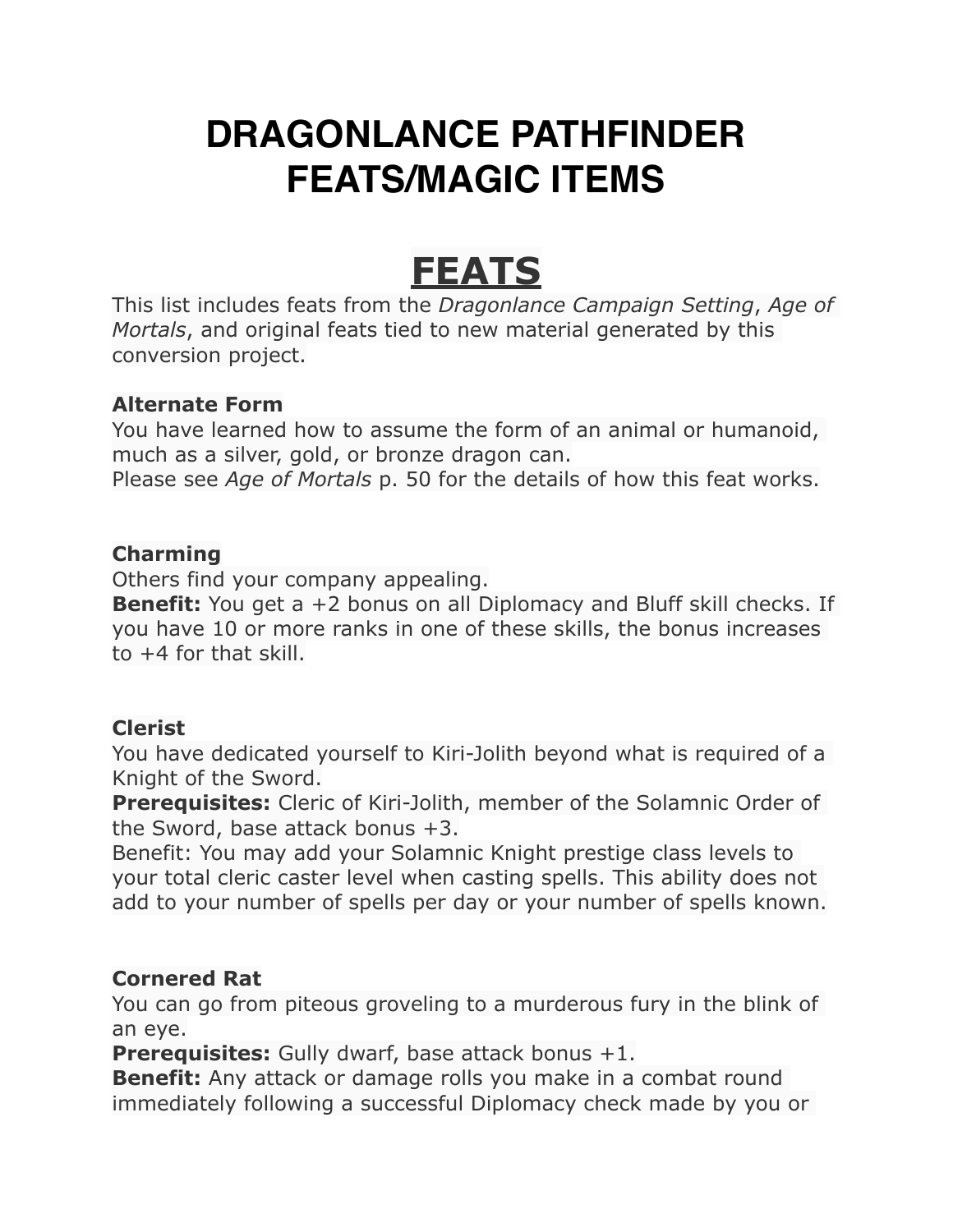# DRAGONLANCE PATHFINDER FEATS/MAGIC ITEMS

## FEATS

This list includes feats from the *Dragonlance Campaign Setting*, *Age of Mortals*, and original feats tied to new material generated by this conversion project.

**Alternate Form**
You have learned how to assume the form of an animal or humanoid, much as a silver, gold, or bronze dragon can.
Please see *Age of Mortals* p. 50 for the details of how this feat works.

**Charming**
Others find your company appealing.
**Benefit:** You get a +2 bonus on all Diplomacy and Bluff skill checks. If you have 10 or more ranks in one of these skills, the bonus increases to +4 for that skill.

**Clerist**
You have dedicated yourself to Kiri-Jolith beyond what is required of a Knight of the Sword.
**Prerequisites:** Cleric of Kiri-Jolith, member of the Solamnic Order of the Sword, base attack bonus +3.
Benefit: You may add your Solamnic Knight prestige class levels to your total cleric caster level when casting spells. This ability does not add to your number of spells per day or your number of spells known.

**Cornered Rat**
You can go from piteous groveling to a murderous fury in the blink of an eye.
**Prerequisites:** Gully dwarf, base attack bonus +1.
**Benefit:** Any attack or damage rolls you make in a combat round immediately following a successful Diplomacy check made by you or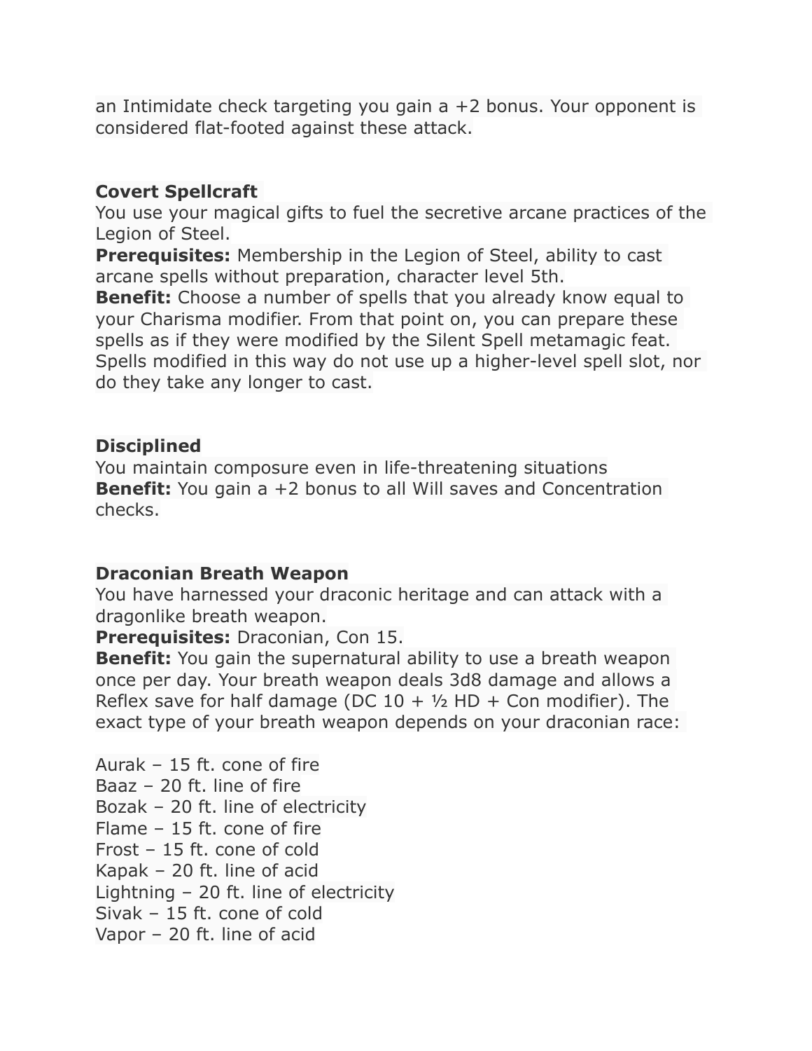an Intimidate check targeting you gain a +2 bonus. Your opponent is considered flat-footed against these attack.

**Covert Spellcraft**
You use your magical gifts to fuel the secretive arcane practices of the Legion of Steel.
**Prerequisites:** Membership in the Legion of Steel, ability to cast arcane spells without preparation, character level 5th.
**Benefit:** Choose a number of spells that you already know equal to your Charisma modifier. From that point on, you can prepare these spells as if they were modified by the Silent Spell metamagic feat. Spells modified in this way do not use up a higher-level spell slot, nor do they take any longer to cast.

**Disciplined**
You maintain composure even in life-threatening situations
**Benefit:** You gain a +2 bonus to all Will saves and Concentration checks.

**Draconian Breath Weapon**
You have harnessed your draconic heritage and can attack with a dragonlike breath weapon.
**Prerequisites:** Draconian, Con 15.
**Benefit:** You gain the supernatural ability to use a breath weapon once per day. Your breath weapon deals 3d8 damage and allows a Reflex save for half damage (DC 10 + ½ HD + Con modifier). The exact type of your breath weapon depends on your draconian race:

Aurak – 15 ft. cone of fire
Baaz – 20 ft. line of fire
Bozak – 20 ft. line of electricity
Flame – 15 ft. cone of fire
Frost – 15 ft. cone of cold
Kapak – 20 ft. line of acid
Lightning – 20 ft. line of electricity
Sivak – 15 ft. cone of cold
Vapor – 20 ft. line of acid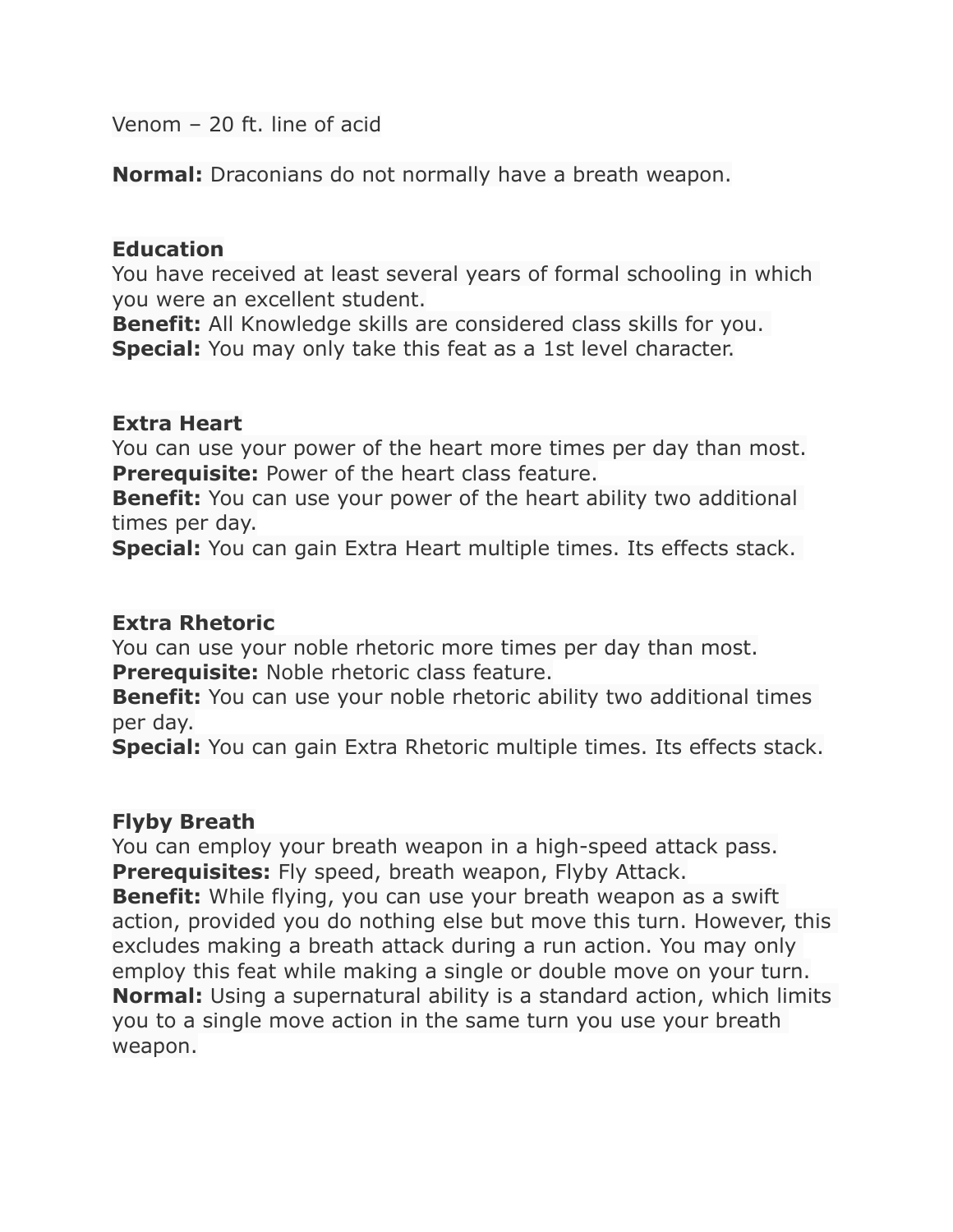Venom – 20 ft. line of acid

**Normal:** Draconians do not normally have a breath weapon.

**Education**
You have received at least several years of formal schooling in which you were an excellent student.
**Benefit:** All Knowledge skills are considered class skills for you.
**Special:** You may only take this feat as a 1st level character.

**Extra Heart**
You can use your power of the heart more times per day than most.
**Prerequisite:** Power of the heart class feature.
**Benefit:** You can use your power of the heart ability two additional times per day.
**Special:** You can gain Extra Heart multiple times. Its effects stack.

**Extra Rhetoric**
You can use your noble rhetoric more times per day than most.
**Prerequisite:** Noble rhetoric class feature.
**Benefit:** You can use your noble rhetoric ability two additional times per day.
**Special:** You can gain Extra Rhetoric multiple times. Its effects stack.

**Flyby Breath**
You can employ your breath weapon in a high-speed attack pass.
**Prerequisites:** Fly speed, breath weapon, Flyby Attack.
**Benefit:** While flying, you can use your breath weapon as a swift action, provided you do nothing else but move this turn. However, this excludes making a breath attack during a run action. You may only employ this feat while making a single or double move on your turn.
**Normal:** Using a supernatural ability is a standard action, which limits you to a single move action in the same turn you use your breath weapon.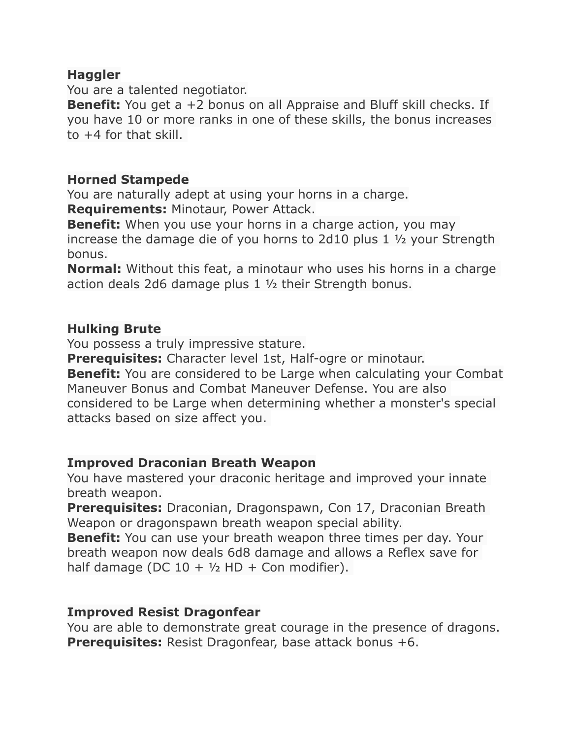**Haggler**
You are a talented negotiator.
**Benefit:** You get a +2 bonus on all Appraise and Bluff skill checks. If you have 10 or more ranks in one of these skills, the bonus increases to +4 for that skill.

**Horned Stampede**
You are naturally adept at using your horns in a charge.
**Requirements:** Minotaur, Power Attack.
**Benefit:** When you use your horns in a charge action, you may increase the damage die of you horns to 2d10 plus 1 ½ your Strength bonus.
**Normal:** Without this feat, a minotaur who uses his horns in a charge action deals 2d6 damage plus 1 ½ their Strength bonus.

**Hulking Brute**
You possess a truly impressive stature.
**Prerequisites:** Character level 1st, Half-ogre or minotaur.
**Benefit:** You are considered to be Large when calculating your Combat Maneuver Bonus and Combat Maneuver Defense. You are also considered to be Large when determining whether a monster's special attacks based on size affect you.

**Improved Draconian Breath Weapon**
You have mastered your draconic heritage and improved your innate breath weapon.
**Prerequisites:** Draconian, Dragonspawn, Con 17, Draconian Breath Weapon or dragonspawn breath weapon special ability.
**Benefit:** You can use your breath weapon three times per day. Your breath weapon now deals 6d8 damage and allows a Reflex save for half damage (DC 10 + ½ HD + Con modifier).

**Improved Resist Dragonfear**
You are able to demonstrate great courage in the presence of dragons.
**Prerequisites:** Resist Dragonfear, base attack bonus +6.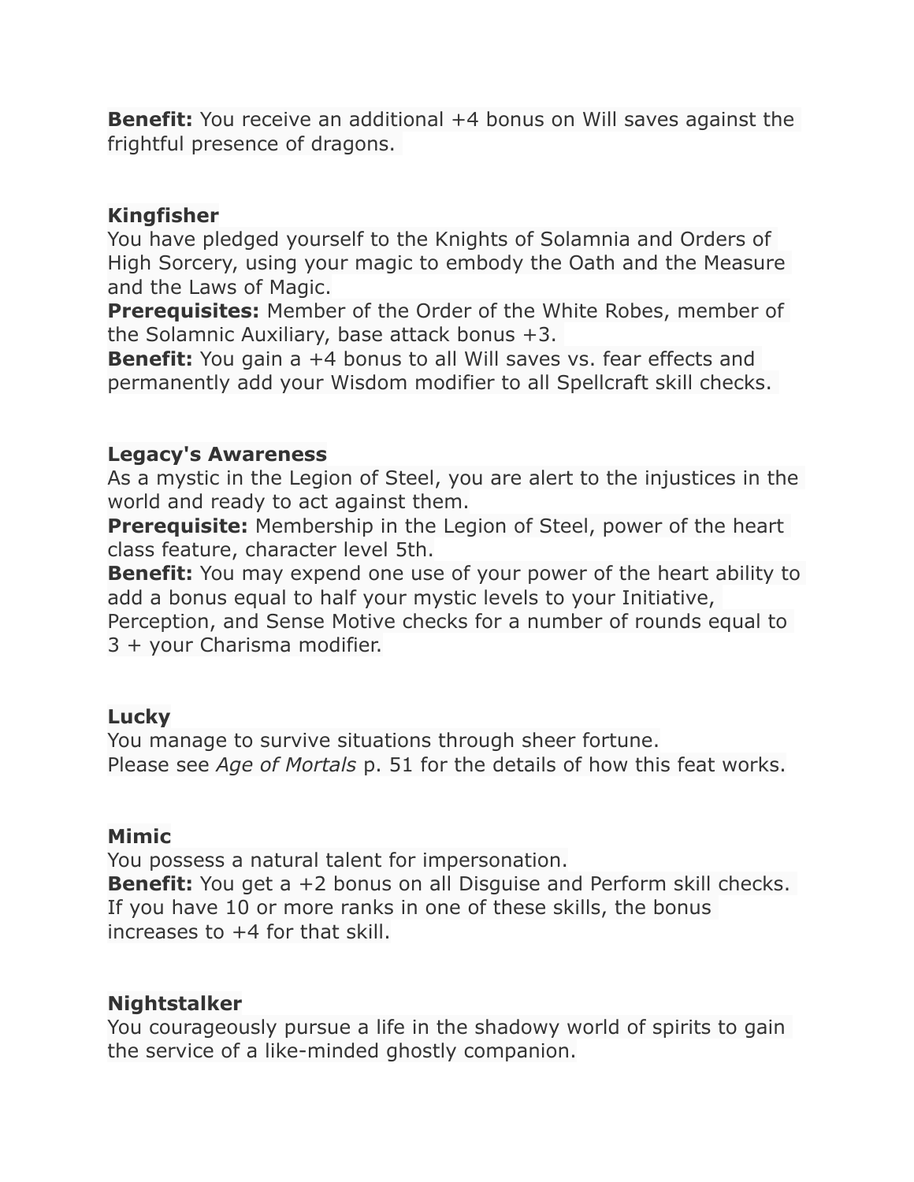**Benefit:** You receive an additional +4 bonus on Will saves against the frightful presence of dragons.

**Kingfisher**
You have pledged yourself to the Knights of Solamnia and Orders of High Sorcery, using your magic to embody the Oath and the Measure and the Laws of Magic.
**Prerequisites:** Member of the Order of the White Robes, member of the Solamnic Auxiliary, base attack bonus +3.
**Benefit:** You gain a +4 bonus to all Will saves vs. fear effects and permanently add your Wisdom modifier to all Spellcraft skill checks.

**Legacy's Awareness**
As a mystic in the Legion of Steel, you are alert to the injustices in the world and ready to act against them.
**Prerequisite:** Membership in the Legion of Steel, power of the heart class feature, character level 5th.
**Benefit:** You may expend one use of your power of the heart ability to add a bonus equal to half your mystic levels to your Initiative, Perception, and Sense Motive checks for a number of rounds equal to 3 + your Charisma modifier.

**Lucky**
You manage to survive situations through sheer fortune.
Please see *Age of Mortals* p. 51 for the details of how this feat works.

**Mimic**
You possess a natural talent for impersonation.
**Benefit:** You get a +2 bonus on all Disguise and Perform skill checks. If you have 10 or more ranks in one of these skills, the bonus increases to +4 for that skill.

**Nightstalker**
You courageously pursue a life in the shadowy world of spirits to gain the service of a like-minded ghostly companion.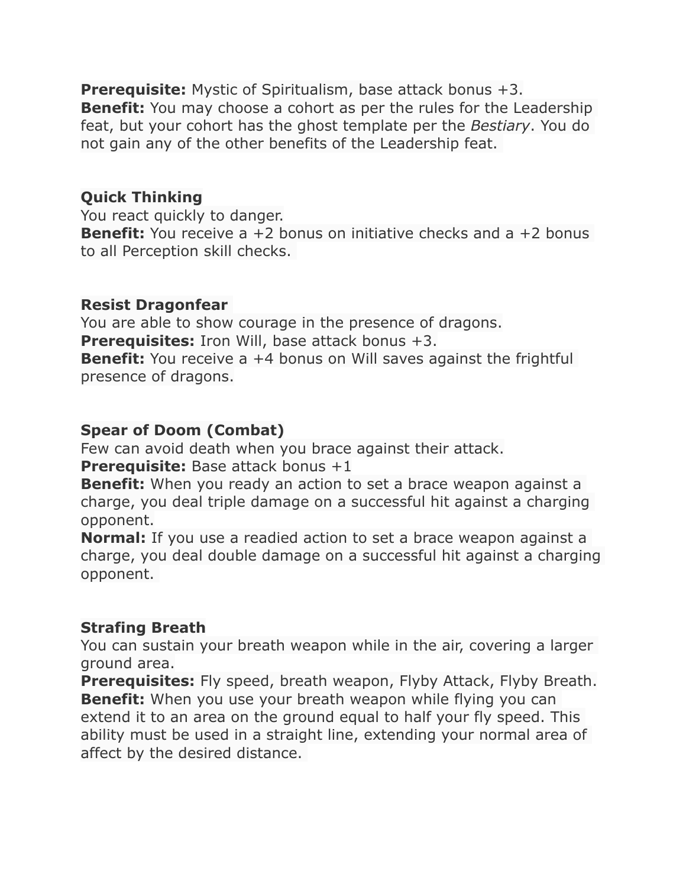**Prerequisite:** Mystic of Spiritualism, base attack bonus +3.
**Benefit:** You may choose a cohort as per the rules for the Leadership feat, but your cohort has the ghost template per the *Bestiary*. You do not gain any of the other benefits of the Leadership feat.

**Quick Thinking**
You react quickly to danger.
**Benefit:** You receive a +2 bonus on initiative checks and a +2 bonus to all Perception skill checks.

**Resist Dragonfear**
You are able to show courage in the presence of dragons.
**Prerequisites:** Iron Will, base attack bonus +3.
**Benefit:** You receive a +4 bonus on Will saves against the frightful presence of dragons.

**Spear of Doom (Combat)**
Few can avoid death when you brace against their attack.
**Prerequisite:** Base attack bonus +1
**Benefit:** When you ready an action to set a brace weapon against a charge, you deal triple damage on a successful hit against a charging opponent.
**Normal:** If you use a readied action to set a brace weapon against a charge, you deal double damage on a successful hit against a charging opponent.

**Strafing Breath**
You can sustain your breath weapon while in the air, covering a larger ground area.
**Prerequisites:** Fly speed, breath weapon, Flyby Attack, Flyby Breath.
**Benefit:** When you use your breath weapon while flying you can extend it to an area on the ground equal to half your fly speed. This ability must be used in a straight line, extending your normal area of affect by the desired distance.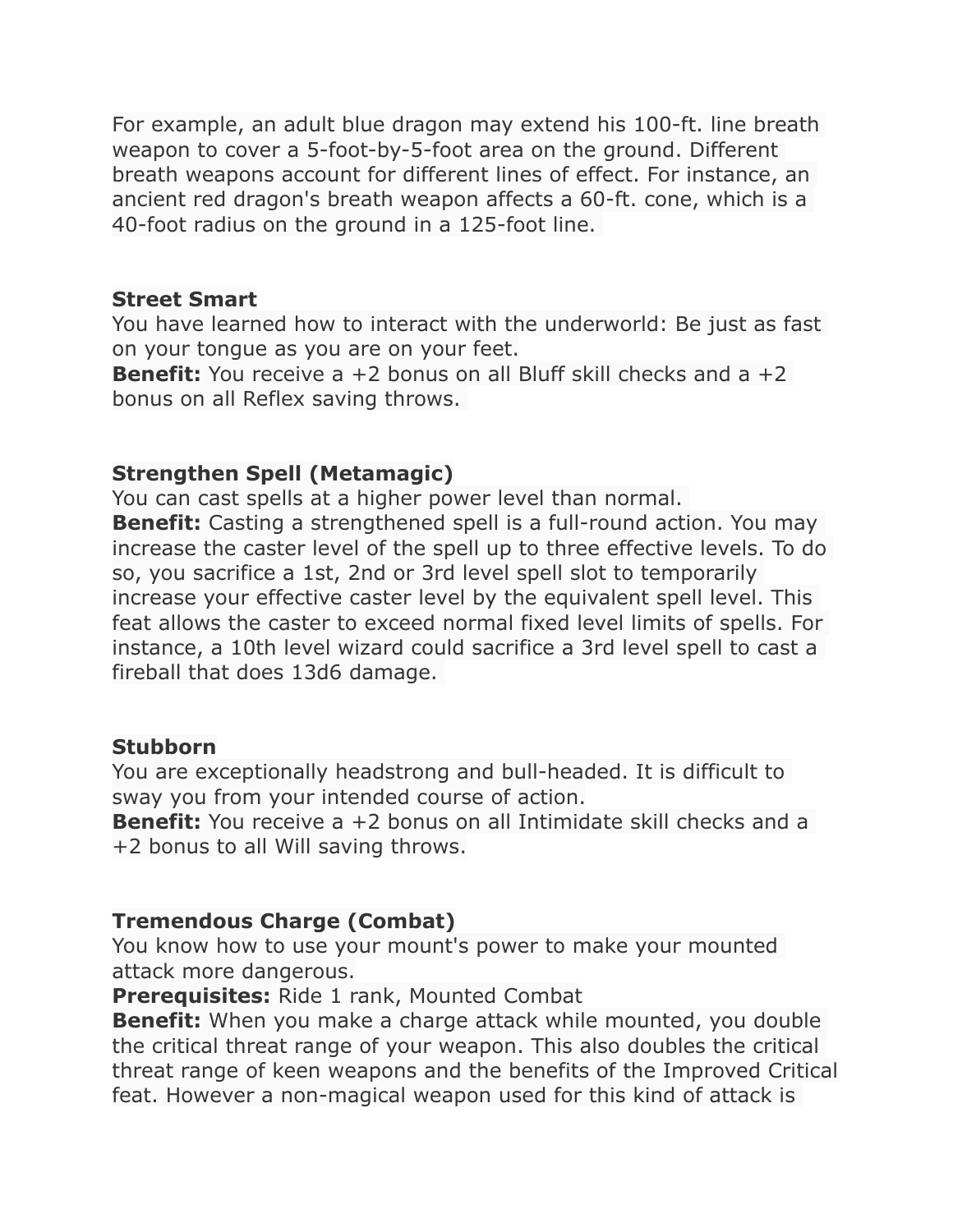For example, an adult blue dragon may extend his 100-ft. line breath weapon to cover a 5-foot-by-5-foot area on the ground. Different breath weapons account for different lines of effect. For instance, an ancient red dragon's breath weapon affects a 60-ft. cone, which is a 40-foot radius on the ground in a 125-foot line.

**Street Smart**
You have learned how to interact with the underworld: Be just as fast on your tongue as you are on your feet.
**Benefit:** You receive a +2 bonus on all Bluff skill checks and a +2 bonus on all Reflex saving throws.

**Strengthen Spell (Metamagic)**
You can cast spells at a higher power level than normal.
**Benefit:** Casting a strengthened spell is a full-round action. You may increase the caster level of the spell up to three effective levels. To do so, you sacrifice a 1st, 2nd or 3rd level spell slot to temporarily increase your effective caster level by the equivalent spell level. This feat allows the caster to exceed normal fixed level limits of spells. For instance, a 10th level wizard could sacrifice a 3rd level spell to cast a fireball that does 13d6 damage.

**Stubborn**
You are exceptionally headstrong and bull-headed. It is difficult to sway you from your intended course of action.
**Benefit:** You receive a +2 bonus on all Intimidate skill checks and a +2 bonus to all Will saving throws.

**Tremendous Charge (Combat)**
You know how to use your mount's power to make your mounted attack more dangerous.
**Prerequisites:** Ride 1 rank, Mounted Combat
**Benefit:** When you make a charge attack while mounted, you double the critical threat range of your weapon. This also doubles the critical threat range of keen weapons and the benefits of the Improved Critical feat. However a non-magical weapon used for this kind of attack is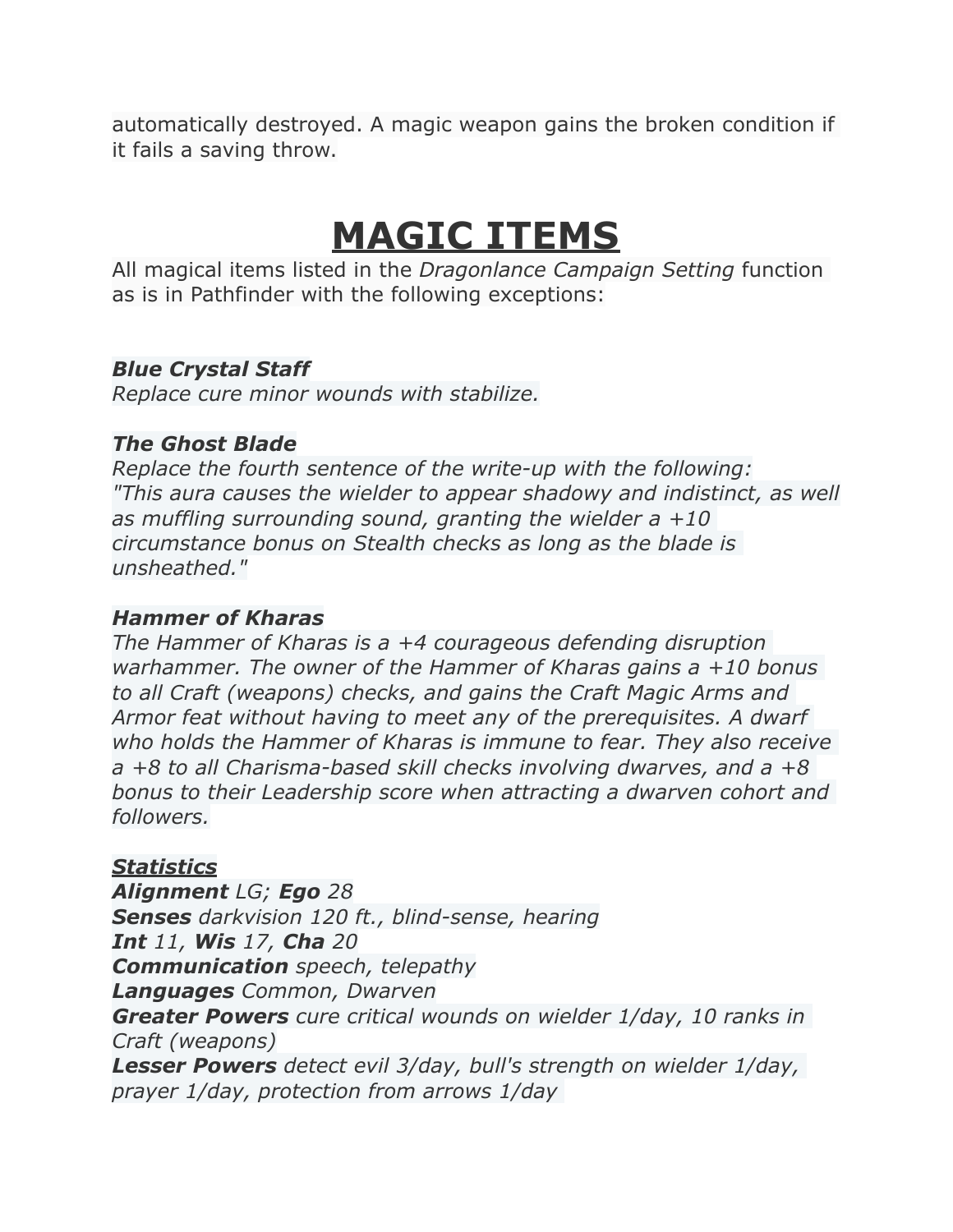automatically destroyed. A magic weapon gains the broken condition if it fails a saving throw.

# MAGIC ITEMS

All magical items listed in the *Dragonlance Campaign Setting* function as is in Pathfinder with the following exceptions:

***Blue Crystal Staff***
*Replace cure minor wounds with stabilize.*

***The Ghost Blade***
*Replace the fourth sentence of the write-up with the following: "This aura causes the wielder to appear shadowy and indistinct, as well as muffling surrounding sound, granting the wielder a +10 circumstance bonus on Stealth checks as long as the blade is unsheathed."*

***Hammer of Kharas***
*The Hammer of Kharas is a +4 courageous defending disruption warhammer. The owner of the Hammer of Kharas gains a +10 bonus to all Craft (weapons) checks, and gains the Craft Magic Arms and Armor feat without having to meet any of the prerequisites. A dwarf who holds the Hammer of Kharas is immune to fear. They also receive a +8 to all Charisma-based skill checks involving dwarves, and a +8 bonus to their Leadership score when attracting a dwarven cohort and followers.*

***Statistics***
***Alignment*** *LG;* ***Ego*** *28*
***Senses*** *darkvision 120 ft., blind-sense, hearing*
***Int*** *11,* ***Wis*** *17,* ***Cha*** *20*
***Communication*** *speech, telepathy*
***Languages*** *Common, Dwarven*
***Greater Powers*** *cure critical wounds on wielder 1/day, 10 ranks in Craft (weapons)*
***Lesser Powers*** *detect evil 3/day, bull's strength on wielder 1/day, prayer 1/day, protection from arrows 1/day*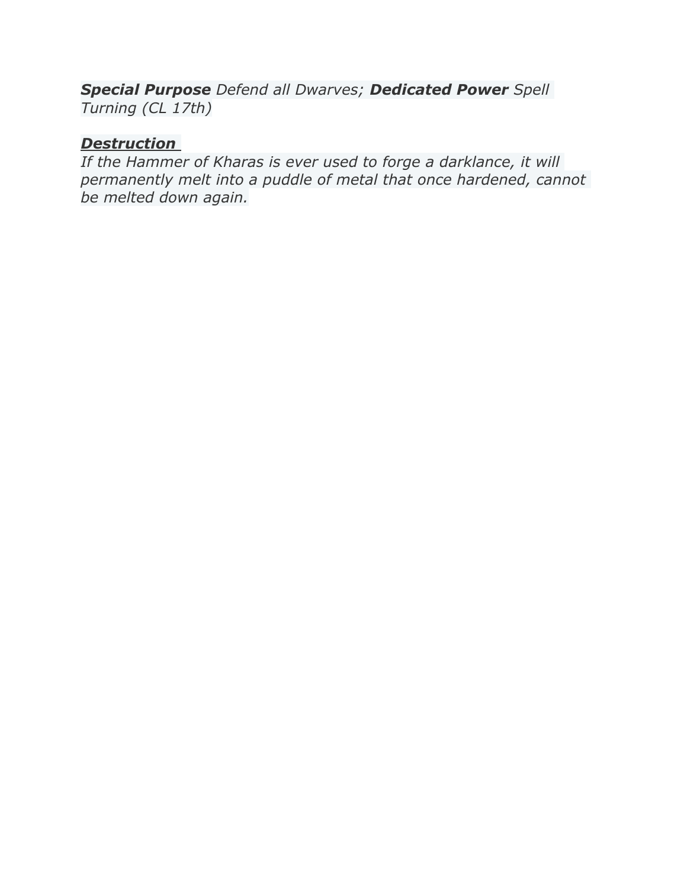***Special Purpose** Defend all Dwarves;* ***Dedicated Power** Spell Turning (CL 17th)*

***<u>Destruction</u>***

*If the Hammer of Kharas is ever used to forge a darklance, it will permanently melt into a puddle of metal that once hardened, cannot be melted down again.*